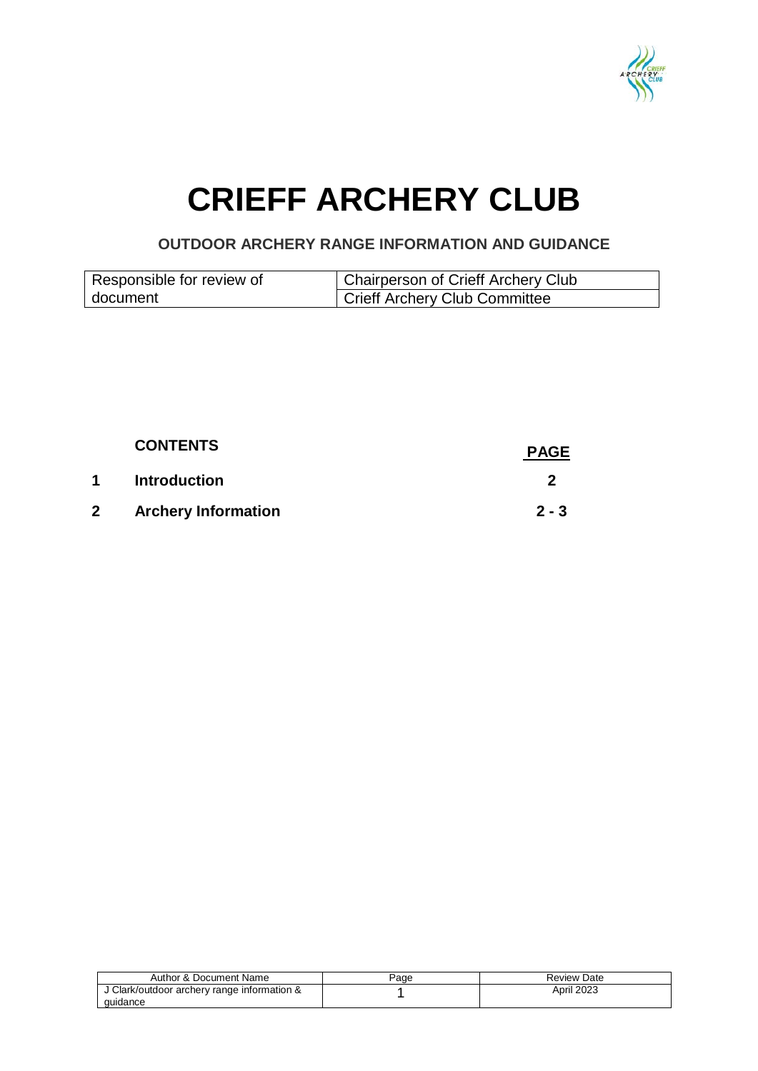# CRIEFF ARCHERY CLUB

## OUTDOOR ARCHERY RANGE INFORMATION AND GUIDANCE

| Responsible for review of document | Chairperson of Crieff Archery Club |
| --- | --- |
| | Crieff Archery Club Committee |

| | CONTENTS | PAGE |
| --- | --- | --- |
| **1** | **Introduction** | **2** |
| **2** | **Archery Information** | **2 - 3** |

| Author & Document Name | Page | Review Date |
| --- | --- | --- |
| J Clark/outdoor archery range information & guidance | 1 | April 2023 |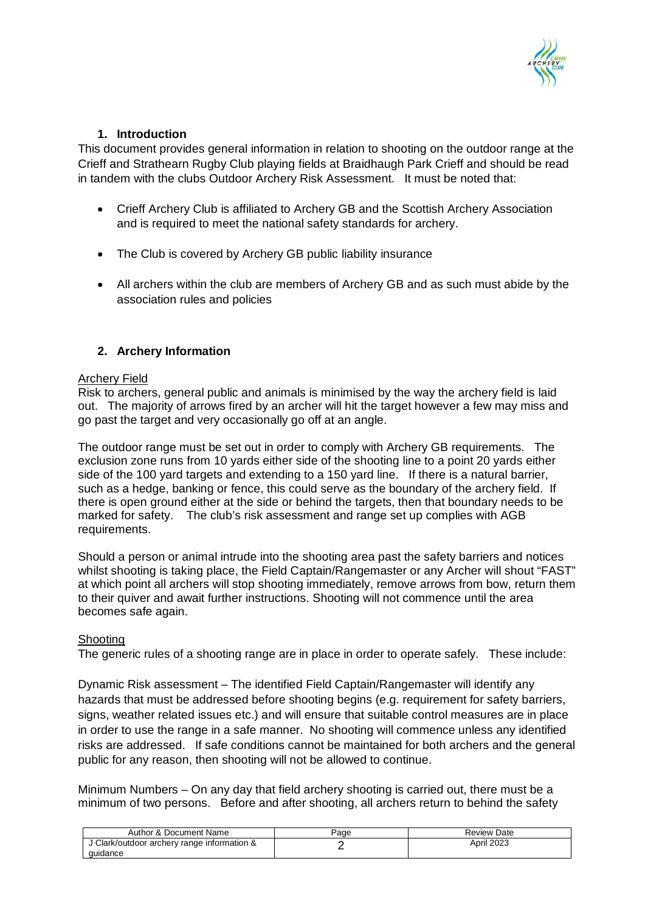## 1. Introduction

This document provides general information in relation to shooting on the outdoor range at the Crieff and Strathearn Rugby Club playing fields at Braidhaugh Park Crieff and should be read in tandem with the clubs Outdoor Archery Risk Assessment. It must be noted that:

- Crieff Archery Club is affiliated to Archery GB and the Scottish Archery Association and is required to meet the national safety standards for archery.
- The Club is covered by Archery GB public liability insurance
- All archers within the club are members of Archery GB and as such must abide by the association rules and policies

## 2. Archery Information

### Archery Field

Risk to archers, general public and animals is minimised by the way the archery field is laid out. The majority of arrows fired by an archer will hit the target however a few may miss and go past the target and very occasionally go off at an angle.

The outdoor range must be set out in order to comply with Archery GB requirements. The exclusion zone runs from 10 yards either side of the shooting line to a point 20 yards either side of the 100 yard targets and extending to a 150 yard line. If there is a natural barrier, such as a hedge, banking or fence, this could serve as the boundary of the archery field. If there is open ground either at the side or behind the targets, then that boundary needs to be marked for safety. The club's risk assessment and range set up complies with AGB requirements.

Should a person or animal intrude into the shooting area past the safety barriers and notices whilst shooting is taking place, the Field Captain/Rangemaster or any Archer will shout "FAST" at which point all archers will stop shooting immediately, remove arrows from bow, return them to their quiver and await further instructions. Shooting will not commence until the area becomes safe again.

### Shooting

The generic rules of a shooting range are in place in order to operate safely. These include:

Dynamic Risk assessment – The identified Field Captain/Rangemaster will identify any hazards that must be addressed before shooting begins (e.g. requirement for safety barriers, signs, weather related issues etc.) and will ensure that suitable control measures are in place in order to use the range in a safe manner. No shooting will commence unless any identified risks are addressed. If safe conditions cannot be maintained for both archers and the general public for any reason, then shooting will not be allowed to continue.

Minimum Numbers – On any day that field archery shooting is carried out, there must be a minimum of two persons. Before and after shooting, all archers return to behind the safety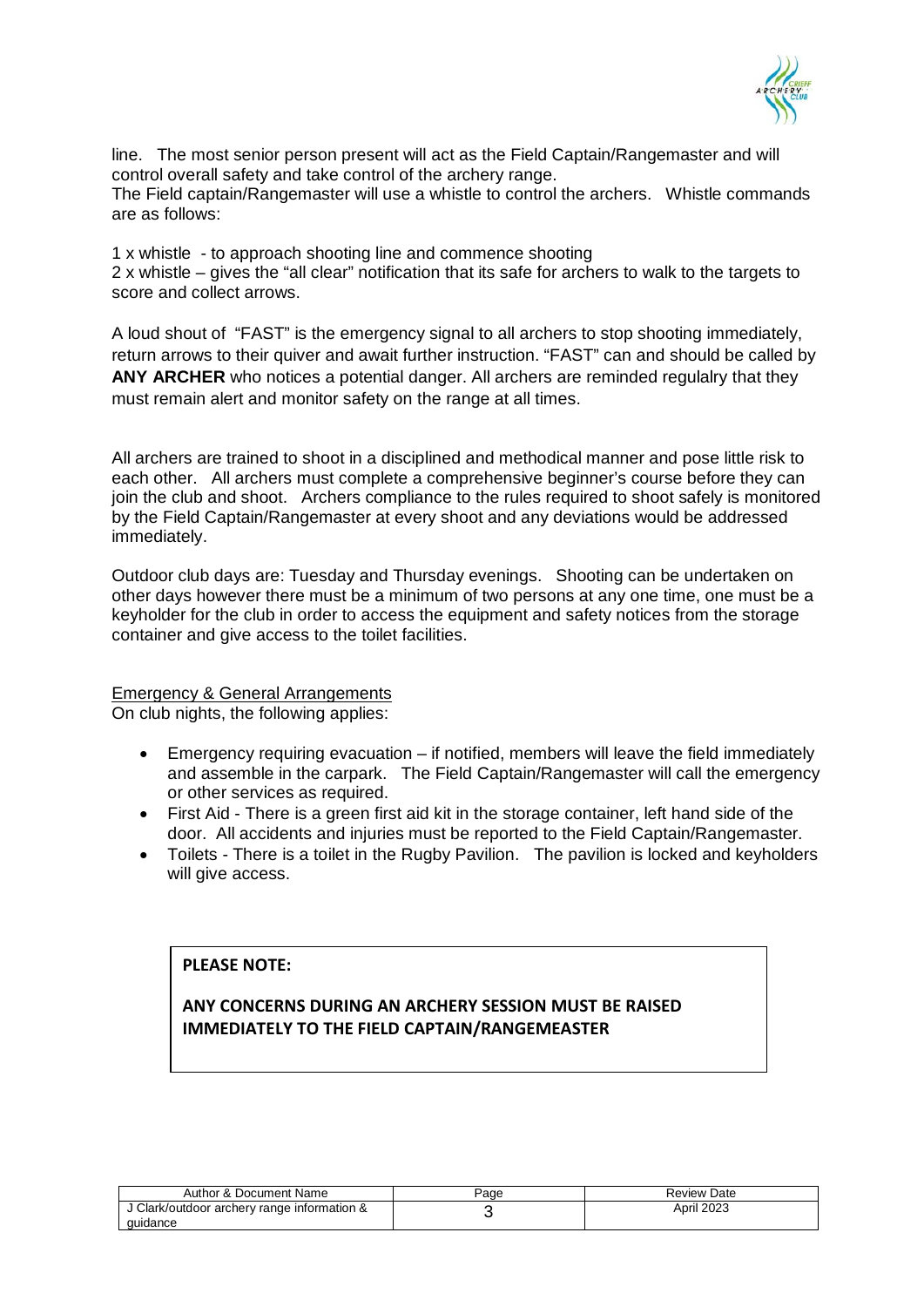line. The most senior person present will act as the Field Captain/Rangemaster and will control overall safety and take control of the archery range.
The Field captain/Rangemaster will use a whistle to control the archers. Whistle commands are as follows:

1 x whistle - to approach shooting line and commence shooting
2 x whistle – gives the "all clear" notification that its safe for archers to walk to the targets to score and collect arrows.

A loud shout of "FAST" is the emergency signal to all archers to stop shooting immediately, return arrows to their quiver and await further instruction. "FAST" can and should be called by **ANY ARCHER** who notices a potential danger. All archers are reminded regulalry that they must remain alert and monitor safety on the range at all times.

All archers are trained to shoot in a disciplined and methodical manner and pose little risk to each other. All archers must complete a comprehensive beginner's course before they can join the club and shoot. Archers compliance to the rules required to shoot safely is monitored by the Field Captain/Rangemaster at every shoot and any deviations would be addressed immediately.

Outdoor club days are: Tuesday and Thursday evenings. Shooting can be undertaken on other days however there must be a minimum of two persons at any one time, one must be a keyholder for the club in order to access the equipment and safety notices from the storage container and give access to the toilet facilities.

Emergency & General Arrangements
On club nights, the following applies:

- Emergency requiring evacuation – if notified, members will leave the field immediately and assemble in the carpark. The Field Captain/Rangemaster will call the emergency or other services as required.
- First Aid - There is a green first aid kit in the storage container, left hand side of the door. All accidents and injuries must be reported to the Field Captain/Rangemaster.
- Toilets - There is a toilet in the Rugby Pavilion. The pavilion is locked and keyholders will give access.

**PLEASE NOTE:**

**ANY CONCERNS DURING AN ARCHERY SESSION MUST BE RAISED IMMEDIATELY TO THE FIELD CAPTAIN/RANGEMEASTER**

| Author & Document Name | Page | Review Date |
|---|---|---|
| J Clark/outdoor archery range information & guidance | 3 | April 2023 |